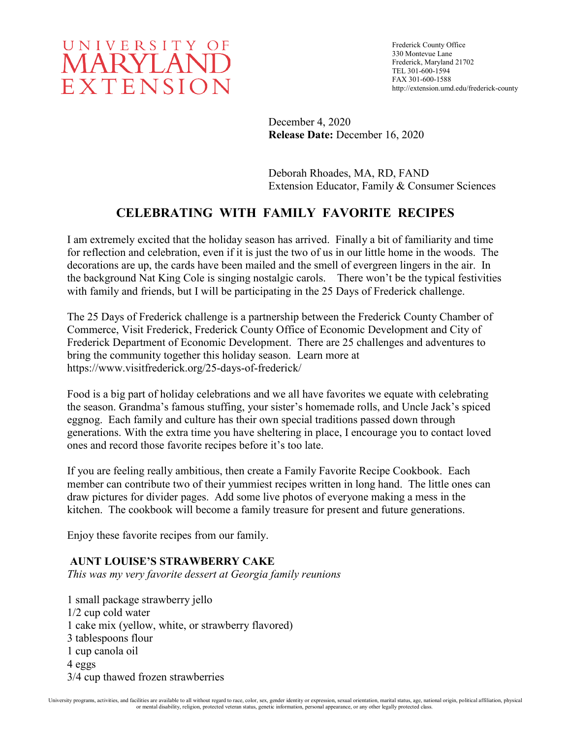UNIVERSITY OF MARYLAND EXTENSION

Frederick County Office
330 Montevue Lane
Frederick, Maryland 21702
TEL 301-600-1594
FAX 301-600-1588
http://extension.umd.edu/frederick-county

December 4, 2020
**Release Date:** December 16, 2020

Deborah Rhoades, MA, RD, FAND
Extension Educator, Family & Consumer Sciences

# CELEBRATING WITH FAMILY FAVORITE RECIPES

I am extremely excited that the holiday season has arrived. Finally a bit of familiarity and time for reflection and celebration, even if it is just the two of us in our little home in the woods. The decorations are up, the cards have been mailed and the smell of evergreen lingers in the air. In the background Nat King Cole is singing nostalgic carols. There won't be the typical festivities with family and friends, but I will be participating in the 25 Days of Frederick challenge.

The 25 Days of Frederick challenge is a partnership between the Frederick County Chamber of Commerce, Visit Frederick, Frederick County Office of Economic Development and City of Frederick Department of Economic Development. There are 25 challenges and adventures to bring the community together this holiday season. Learn more at https://www.visitfrederick.org/25-days-of-frederick/

Food is a big part of holiday celebrations and we all have favorites we equate with celebrating the season. Grandma's famous stuffing, your sister's homemade rolls, and Uncle Jack's spiced eggnog. Each family and culture has their own special traditions passed down through generations. With the extra time you have sheltering in place, I encourage you to contact loved ones and record those favorite recipes before it's too late.

If you are feeling really ambitious, then create a Family Favorite Recipe Cookbook. Each member can contribute two of their yummiest recipes written in long hand. The little ones can draw pictures for divider pages. Add some live photos of everyone making a mess in the kitchen. The cookbook will become a family treasure for present and future generations.

Enjoy these favorite recipes from our family.

### AUNT LOUISE'S STRAWBERRY CAKE

*This was my very favorite dessert at Georgia family reunions*

1 small package strawberry jello
1/2 cup cold water
1 cake mix (yellow, white, or strawberry flavored)
3 tablespoons flour
1 cup canola oil
4 eggs
3/4 cup thawed frozen strawberries

University programs, activities, and facilities are available to all without regard to race, color, sex, gender identity or expression, sexual orientation, marital status, age, national origin, political affiliation, physical or mental disability, religion, protected veteran status, genetic information, personal appearance, or any other legally protected class.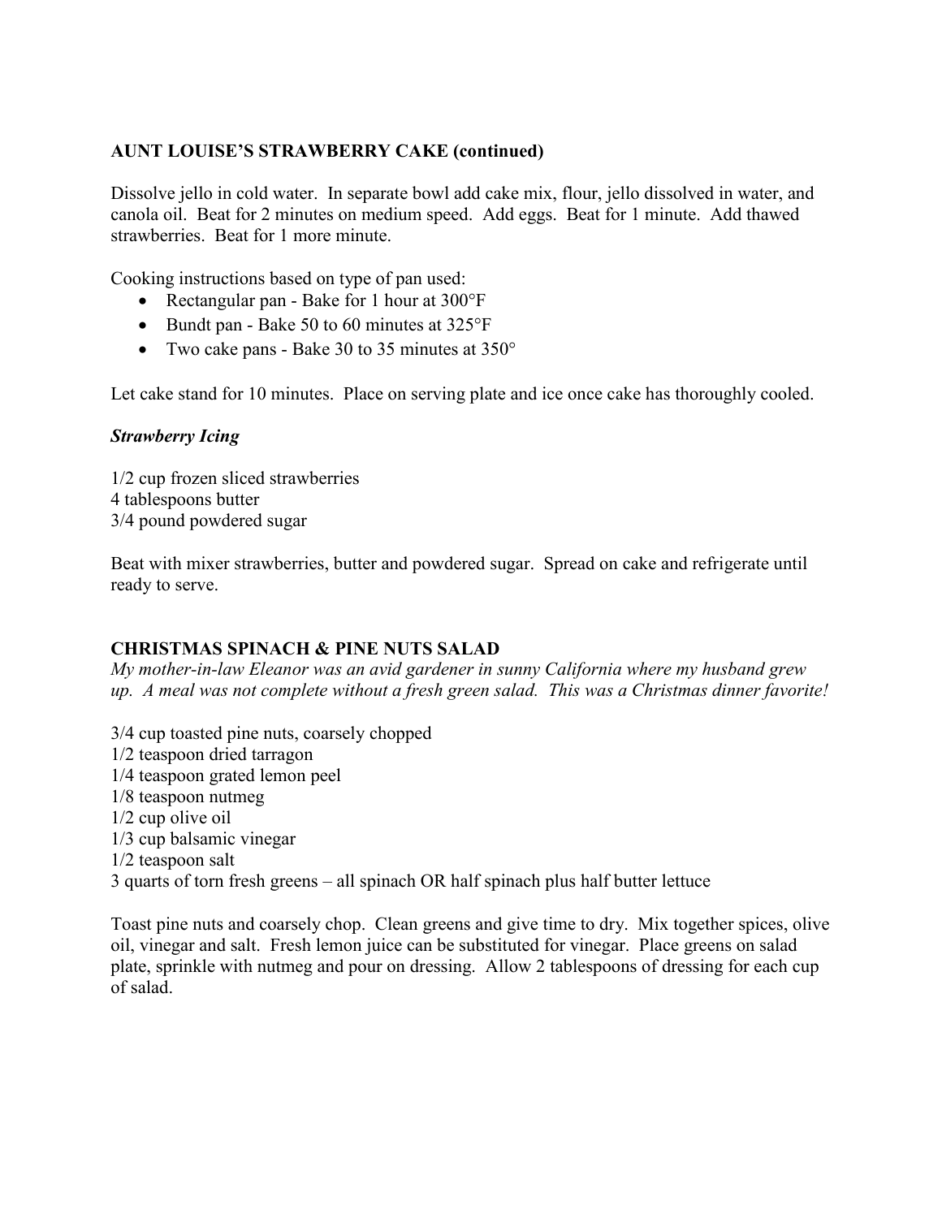**AUNT LOUISE'S STRAWBERRY CAKE (continued)**

Dissolve jello in cold water. In separate bowl add cake mix, flour, jello dissolved in water, and canola oil. Beat for 2 minutes on medium speed. Add eggs. Beat for 1 minute. Add thawed strawberries. Beat for 1 more minute.

Cooking instructions based on type of pan used:

- Rectangular pan - Bake for 1 hour at 300°F
- Bundt pan - Bake 50 to 60 minutes at 325°F
- Two cake pans - Bake 30 to 35 minutes at 350°

Let cake stand for 10 minutes. Place on serving plate and ice once cake has thoroughly cooled.

***Strawberry Icing***

1/2 cup frozen sliced strawberries
4 tablespoons butter
3/4 pound powdered sugar

Beat with mixer strawberries, butter and powdered sugar. Spread on cake and refrigerate until ready to serve.

**CHRISTMAS SPINACH & PINE NUTS SALAD**

*My mother-in-law Eleanor was an avid gardener in sunny California where my husband grew up. A meal was not complete without a fresh green salad. This was a Christmas dinner favorite!*

3/4 cup toasted pine nuts, coarsely chopped
1/2 teaspoon dried tarragon
1/4 teaspoon grated lemon peel
1/8 teaspoon nutmeg
1/2 cup olive oil
1/3 cup balsamic vinegar
1/2 teaspoon salt
3 quarts of torn fresh greens – all spinach OR half spinach plus half butter lettuce

Toast pine nuts and coarsely chop. Clean greens and give time to dry. Mix together spices, olive oil, vinegar and salt. Fresh lemon juice can be substituted for vinegar. Place greens on salad plate, sprinkle with nutmeg and pour on dressing. Allow 2 tablespoons of dressing for each cup of salad.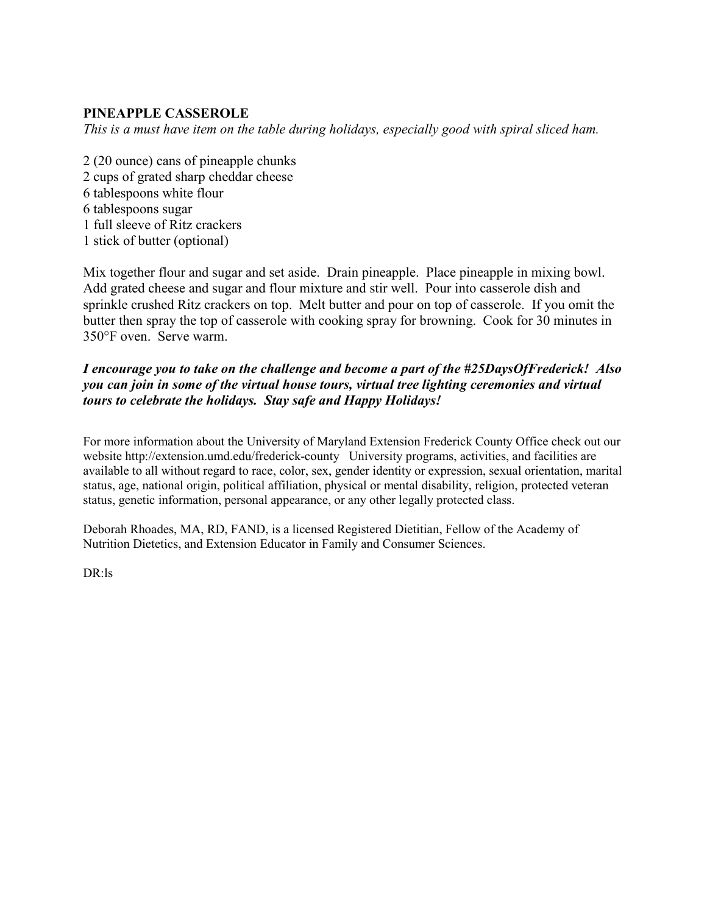**PINEAPPLE CASSEROLE**

*This is a must have item on the table during holidays, especially good with spiral sliced ham.*

2 (20 ounce) cans of pineapple chunks
2 cups of grated sharp cheddar cheese
6 tablespoons white flour
6 tablespoons sugar
1 full sleeve of Ritz crackers
1 stick of butter (optional)

Mix together flour and sugar and set aside. Drain pineapple. Place pineapple in mixing bowl. Add grated cheese and sugar and flour mixture and stir well. Pour into casserole dish and sprinkle crushed Ritz crackers on top. Melt butter and pour on top of casserole. If you omit the butter then spray the top of casserole with cooking spray for browning. Cook for 30 minutes in 350°F oven. Serve warm.

***I encourage you to take on the challenge and become a part of the #25DaysOfFrederick! Also you can join in some of the virtual house tours, virtual tree lighting ceremonies and virtual tours to celebrate the holidays. Stay safe and Happy Holidays!***

For more information about the University of Maryland Extension Frederick County Office check out our website http://extension.umd.edu/frederick-county University programs, activities, and facilities are available to all without regard to race, color, sex, gender identity or expression, sexual orientation, marital status, age, national origin, political affiliation, physical or mental disability, religion, protected veteran status, genetic information, personal appearance, or any other legally protected class.

Deborah Rhoades, MA, RD, FAND, is a licensed Registered Dietitian, Fellow of the Academy of Nutrition Dietetics, and Extension Educator in Family and Consumer Sciences.

DR:ls